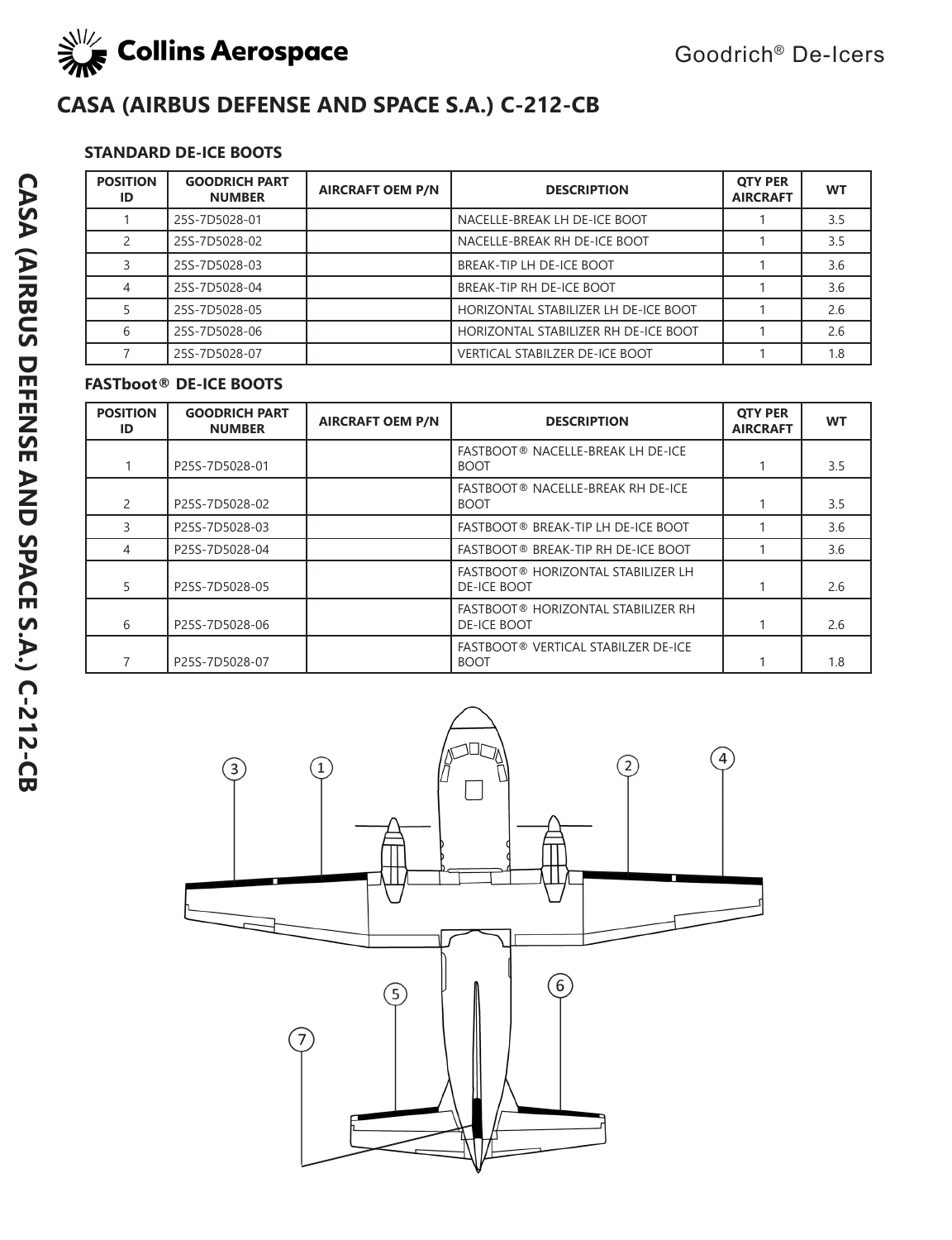# CASA (AIRBUS DEFENSE AND SPACE S.A.) C-212-CB

### STANDARD DE-ICE BOOTS

| POSITION ID | GOODRICH PART NUMBER | AIRCRAFT OEM P/N | DESCRIPTION | QTY PER AIRCRAFT | WT |
|---|---|---|---|---|---|
| 1 | 25S-7D5028-01 | | NACELLE-BREAK LH DE-ICE BOOT | 1 | 3.5 |
| 2 | 25S-7D5028-02 | | NACELLE-BREAK RH DE-ICE BOOT | 1 | 3.5 |
| 3 | 25S-7D5028-03 | | BREAK-TIP LH DE-ICE BOOT | 1 | 3.6 |
| 4 | 25S-7D5028-04 | | BREAK-TIP RH DE-ICE BOOT | 1 | 3.6 |
| 5 | 25S-7D5028-05 | | HORIZONTAL STABILIZER LH DE-ICE BOOT | 1 | 2.6 |
| 6 | 25S-7D5028-06 | | HORIZONTAL STABILIZER RH DE-ICE BOOT | 1 | 2.6 |
| 7 | 25S-7D5028-07 | | VERTICAL STABILZER DE-ICE BOOT | 1 | 1.8 |

### FASTboot® DE-ICE BOOTS

| POSITION ID | GOODRICH PART NUMBER | AIRCRAFT OEM P/N | DESCRIPTION | QTY PER AIRCRAFT | WT |
|---|---|---|---|---|---|
| 1 | P25S-7D5028-01 | | FASTBOOT® NACELLE-BREAK LH DE-ICE BOOT | 1 | 3.5 |
| 2 | P25S-7D5028-02 | | FASTBOOT® NACELLE-BREAK RH DE-ICE BOOT | 1 | 3.5 |
| 3 | P25S-7D5028-03 | | FASTBOOT® BREAK-TIP LH DE-ICE BOOT | 1 | 3.6 |
| 4 | P25S-7D5028-04 | | FASTBOOT® BREAK-TIP RH DE-ICE BOOT | 1 | 3.6 |
| 5 | P25S-7D5028-05 | | FASTBOOT® HORIZONTAL STABILIZER LH DE-ICE BOOT | 1 | 2.6 |
| 6 | P25S-7D5028-06 | | FASTBOOT® HORIZONTAL STABILIZER RH DE-ICE BOOT | 1 | 2.6 |
| 7 | P25S-7D5028-07 | | FASTBOOT® VERTICAL STABILZER DE-ICE BOOT | 1 | 1.8 |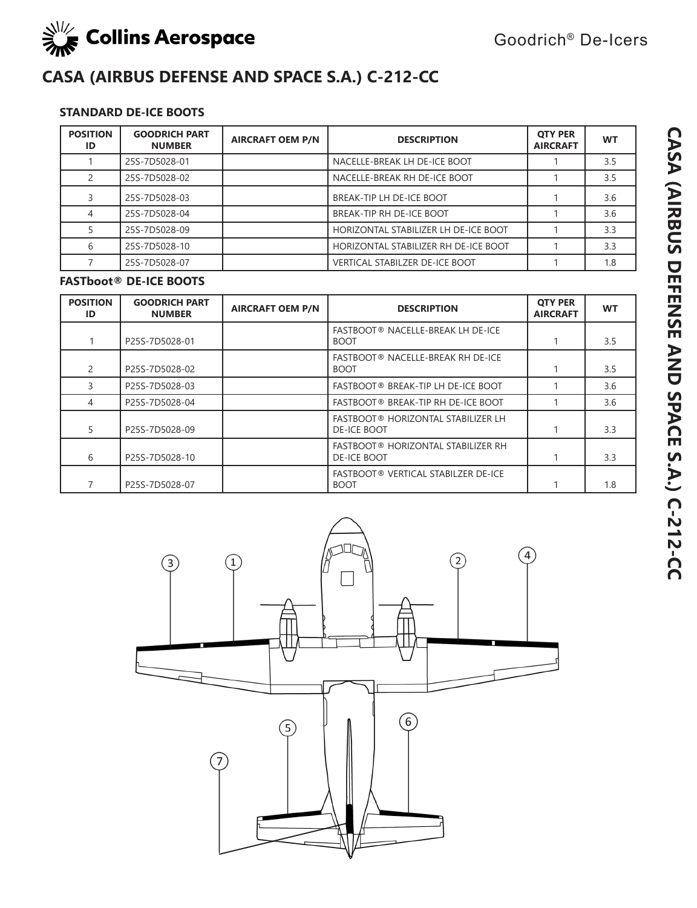# CASA (AIRBUS DEFENSE AND SPACE S.A.) C-212-CC

### STANDARD DE-ICE BOOTS

| POSITION ID | GOODRICH PART NUMBER | AIRCRAFT OEM P/N | DESCRIPTION | QTY PER AIRCRAFT | WT |
|---|---|---|---|---|---|
| 1 | 25S-7D5028-01 | | NACELLE-BREAK LH DE-ICE BOOT | 1 | 3.5 |
| 2 | 25S-7D5028-02 | | NACELLE-BREAK RH DE-ICE BOOT | 1 | 3.5 |
| 3 | 25S-7D5028-03 | | BREAK-TIP LH DE-ICE BOOT | 1 | 3.6 |
| 4 | 25S-7D5028-04 | | BREAK-TIP RH DE-ICE BOOT | 1 | 3.6 |
| 5 | 25S-7D5028-09 | | HORIZONTAL STABILIZER LH DE-ICE BOOT | 1 | 3.3 |
| 6 | 25S-7D5028-10 | | HORIZONTAL STABILIZER RH DE-ICE BOOT | 1 | 3.3 |
| 7 | 25S-7D5028-07 | | VERTICAL STABILZER DE-ICE BOOT | 1 | 1.8 |

### FASTboot® DE-ICE BOOTS

| POSITION ID | GOODRICH PART NUMBER | AIRCRAFT OEM P/N | DESCRIPTION | QTY PER AIRCRAFT | WT |
|---|---|---|---|---|---|
| 1 | P25S-7D5028-01 | | FASTBOOT® NACELLE-BREAK LH DE-ICE BOOT | 1 | 3.5 |
| 2 | P25S-7D5028-02 | | FASTBOOT® NACELLE-BREAK RH DE-ICE BOOT | 1 | 3.5 |
| 3 | P25S-7D5028-03 | | FASTBOOT® BREAK-TIP LH DE-ICE BOOT | 1 | 3.6 |
| 4 | P25S-7D5028-04 | | FASTBOOT® BREAK-TIP RH DE-ICE BOOT | 1 | 3.6 |
| 5 | P25S-7D5028-09 | | FASTBOOT® HORIZONTAL STABILIZER LH DE-ICE BOOT | 1 | 3.3 |
| 6 | P25S-7D5028-10 | | FASTBOOT® HORIZONTAL STABILIZER RH DE-ICE BOOT | 1 | 3.3 |
| 7 | P25S-7D5028-07 | | FASTBOOT® VERTICAL STABILZER DE-ICE BOOT | 1 | 1.8 |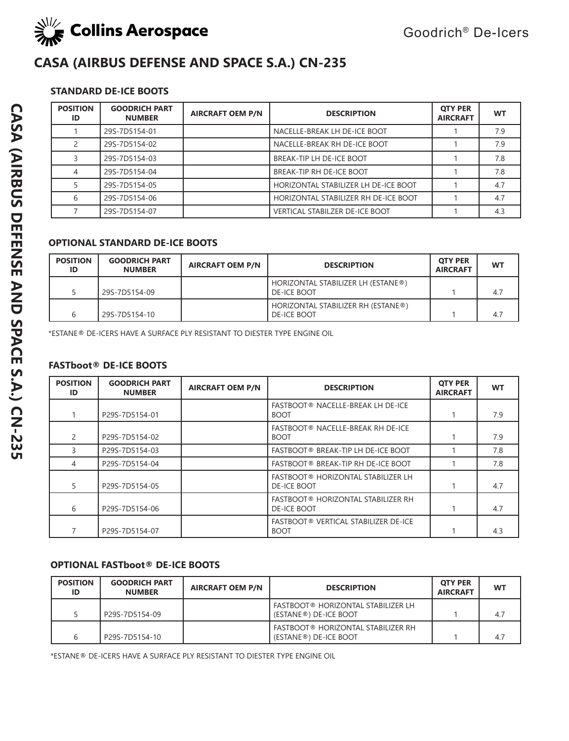# CASA (AIRBUS DEFENSE AND SPACE S.A.) CN-235

### STANDARD DE-ICE BOOTS

| POSITION ID | GOODRICH PART NUMBER | AIRCRAFT OEM P/N | DESCRIPTION | QTY PER AIRCRAFT | WT |
|---|---|---|---|---|---|
| 1 | 29S-7D5154-01 | | NACELLE-BREAK LH DE-ICE BOOT | 1 | 7.9 |
| 2 | 29S-7D5154-02 | | NACELLE-BREAK RH DE-ICE BOOT | 1 | 7.9 |
| 3 | 29S-7D5154-03 | | BREAK-TIP LH DE-ICE BOOT | 1 | 7.8 |
| 4 | 29S-7D5154-04 | | BREAK-TIP RH DE-ICE BOOT | 1 | 7.8 |
| 5 | 29S-7D5154-05 | | HORIZONTAL STABILIZER LH DE-ICE BOOT | 1 | 4.7 |
| 6 | 29S-7D5154-06 | | HORIZONTAL STABILIZER RH DE-ICE BOOT | 1 | 4.7 |
| 7 | 29S-7D5154-07 | | VERTICAL STABILZER DE-ICE BOOT | 1 | 4.3 |

### OPTIONAL STANDARD DE-ICE BOOTS

| POSITION ID | GOODRICH PART NUMBER | AIRCRAFT OEM P/N | DESCRIPTION | QTY PER AIRCRAFT | WT |
|---|---|---|---|---|---|
| 5 | 29S-7D5154-09 | | HORIZONTAL STABILIZER LH (ESTANE®) DE-ICE BOOT | 1 | 4.7 |
| 6 | 29S-7D5154-10 | | HORIZONTAL STABILIZER RH (ESTANE®) DE-ICE BOOT | 1 | 4.7 |

*ESTANE® DE-ICERS HAVE A SURFACE PLY RESISTANT TO DIESTER TYPE ENGINE OIL

### FASTboot® DE-ICE BOOTS

| POSITION ID | GOODRICH PART NUMBER | AIRCRAFT OEM P/N | DESCRIPTION | QTY PER AIRCRAFT | WT |
|---|---|---|---|---|---|
| 1 | P29S-7D5154-01 | | FASTBOOT® NACELLE-BREAK LH DE-ICE BOOT | 1 | 7.9 |
| 2 | P29S-7D5154-02 | | FASTBOOT® NACELLE-BREAK RH DE-ICE BOOT | 1 | 7.9 |
| 3 | P29S-7D5154-03 | | FASTBOOT® BREAK-TIP LH DE-ICE BOOT | 1 | 7.8 |
| 4 | P29S-7D5154-04 | | FASTBOOT® BREAK-TIP RH DE-ICE BOOT | 1 | 7.8 |
| 5 | P29S-7D5154-05 | | FASTBOOT® HORIZONTAL STABILIZER LH DE-ICE BOOT | 1 | 4.7 |
| 6 | P29S-7D5154-06 | | FASTBOOT® HORIZONTAL STABILIZER RH DE-ICE BOOT | 1 | 4.7 |
| 7 | P29S-7D5154-07 | | FASTBOOT® VERTICAL STABILIZER DE-ICE BOOT | 1 | 4.3 |

### OPTIONAL FASTboot® DE-ICE BOOTS

| POSITION ID | GOODRICH PART NUMBER | AIRCRAFT OEM P/N | DESCRIPTION | QTY PER AIRCRAFT | WT |
|---|---|---|---|---|---|
| 5 | P29S-7D5154-09 | | FASTBOOT® HORIZONTAL STABILIZER LH (ESTANE®) DE-ICE BOOT | 1 | 4.7 |
| 6 | P29S-7D5154-10 | | FASTBOOT® HORIZONTAL STABILIZER RH (ESTANE®) DE-ICE BOOT | 1 | 4.7 |

*ESTANE® DE-ICERS HAVE A SURFACE PLY RESISTANT TO DIESTER TYPE ENGINE OIL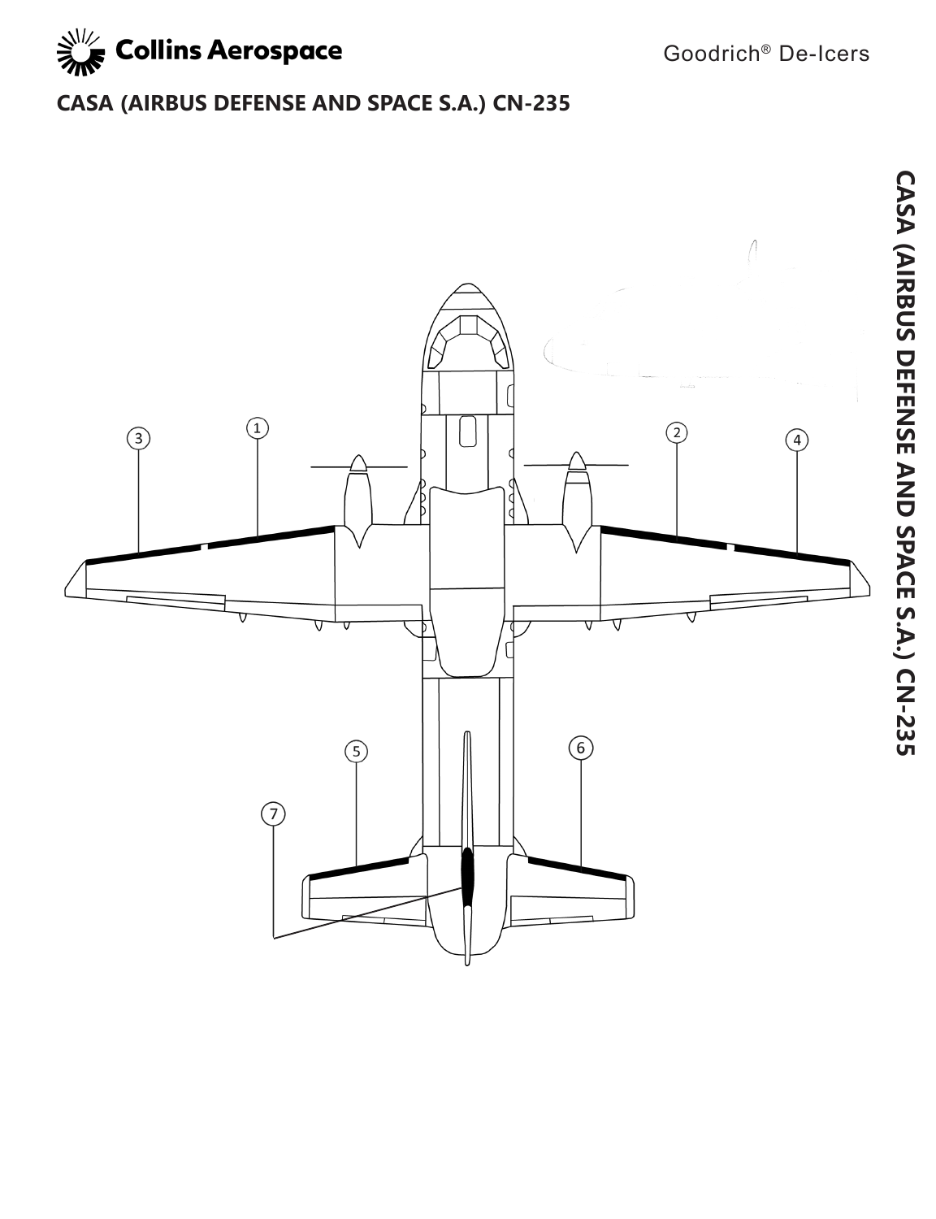# CASA (AIRBUS DEFENSE AND SPACE S.A.) CN-235

3 1 2 4

5 6

7

CASA (AIRBUS DEFENSE AND SPACE S.A.) CN-235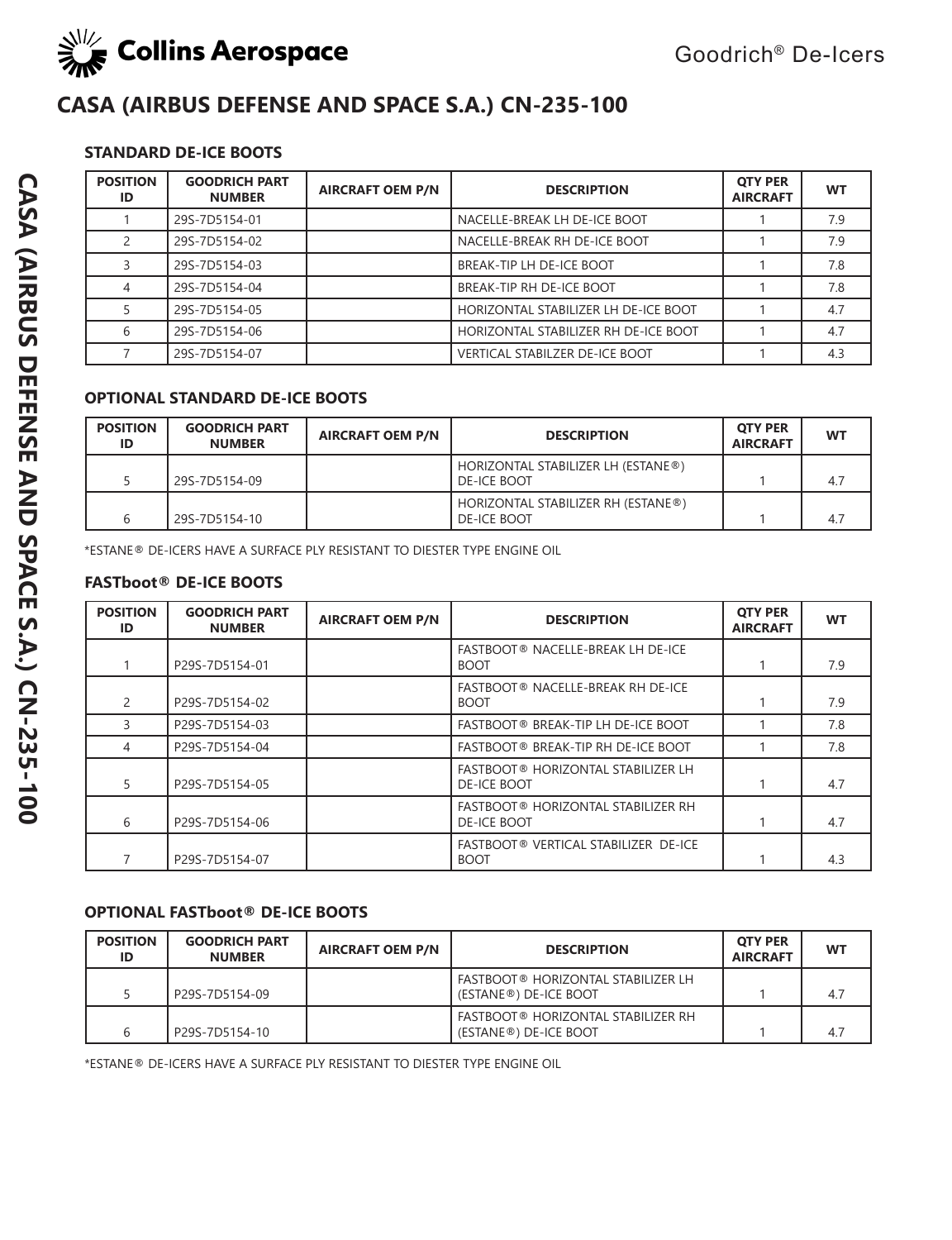# CASA (AIRBUS DEFENSE AND SPACE S.A.) CN-235-100

### STANDARD DE-ICE BOOTS

| POSITION ID | GOODRICH PART NUMBER | AIRCRAFT OEM P/N | DESCRIPTION | QTY PER AIRCRAFT | WT |
|---|---|---|---|---|---|
| 1 | 29S-7D5154-01 | | NACELLE-BREAK LH DE-ICE BOOT | 1 | 7.9 |
| 2 | 29S-7D5154-02 | | NACELLE-BREAK RH DE-ICE BOOT | 1 | 7.9 |
| 3 | 29S-7D5154-03 | | BREAK-TIP LH DE-ICE BOOT | 1 | 7.8 |
| 4 | 29S-7D5154-04 | | BREAK-TIP RH DE-ICE BOOT | 1 | 7.8 |
| 5 | 29S-7D5154-05 | | HORIZONTAL STABILIZER LH DE-ICE BOOT | 1 | 4.7 |
| 6 | 29S-7D5154-06 | | HORIZONTAL STABILIZER RH DE-ICE BOOT | 1 | 4.7 |
| 7 | 29S-7D5154-07 | | VERTICAL STABILZER DE-ICE BOOT | 1 | 4.3 |

### OPTIONAL STANDARD DE-ICE BOOTS

| POSITION ID | GOODRICH PART NUMBER | AIRCRAFT OEM P/N | DESCRIPTION | QTY PER AIRCRAFT | WT |
|---|---|---|---|---|---|
| 5 | 29S-7D5154-09 | | HORIZONTAL STABILIZER LH (ESTANE®) DE-ICE BOOT | 1 | 4.7 |
| 6 | 29S-7D5154-10 | | HORIZONTAL STABILIZER RH (ESTANE®) DE-ICE BOOT | 1 | 4.7 |

*ESTANE® DE-ICERS HAVE A SURFACE PLY RESISTANT TO DIESTER TYPE ENGINE OIL

### FASTboot® DE-ICE BOOTS

| POSITION ID | GOODRICH PART NUMBER | AIRCRAFT OEM P/N | DESCRIPTION | QTY PER AIRCRAFT | WT |
|---|---|---|---|---|---|
| 1 | P29S-7D5154-01 | | FASTBOOT® NACELLE-BREAK LH DE-ICE BOOT | 1 | 7.9 |
| 2 | P29S-7D5154-02 | | FASTBOOT® NACELLE-BREAK RH DE-ICE BOOT | 1 | 7.9 |
| 3 | P29S-7D5154-03 | | FASTBOOT® BREAK-TIP LH DE-ICE BOOT | 1 | 7.8 |
| 4 | P29S-7D5154-04 | | FASTBOOT® BREAK-TIP RH DE-ICE BOOT | 1 | 7.8 |
| 5 | P29S-7D5154-05 | | FASTBOOT® HORIZONTAL STABILIZER LH DE-ICE BOOT | 1 | 4.7 |
| 6 | P29S-7D5154-06 | | FASTBOOT® HORIZONTAL STABILIZER RH DE-ICE BOOT | 1 | 4.7 |
| 7 | P29S-7D5154-07 | | FASTBOOT® VERTICAL STABILIZER DE-ICE BOOT | 1 | 4.3 |

### OPTIONAL FASTboot® DE-ICE BOOTS

| POSITION ID | GOODRICH PART NUMBER | AIRCRAFT OEM P/N | DESCRIPTION | QTY PER AIRCRAFT | WT |
|---|---|---|---|---|---|
| 5 | P29S-7D5154-09 | | FASTBOOT® HORIZONTAL STABILIZER LH (ESTANE®) DE-ICE BOOT | 1 | 4.7 |
| 6 | P29S-7D5154-10 | | FASTBOOT® HORIZONTAL STABILIZER RH (ESTANE®) DE-ICE BOOT | 1 | 4.7 |

*ESTANE® DE-ICERS HAVE A SURFACE PLY RESISTANT TO DIESTER TYPE ENGINE OIL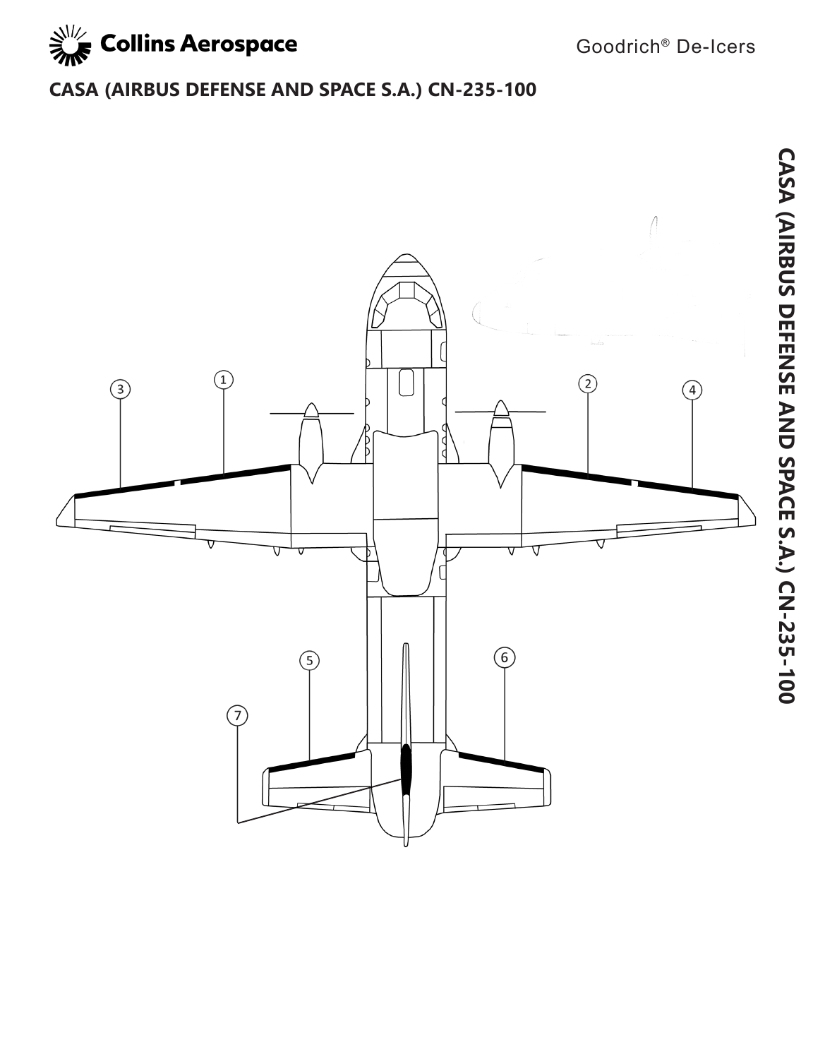# CASA (AIRBUS DEFENSE AND SPACE S.A.) CN-235-100

1 2 3 4 5 6 7

CASA (AIRBUS DEFENSE AND SPACE S.A.) CN-235-100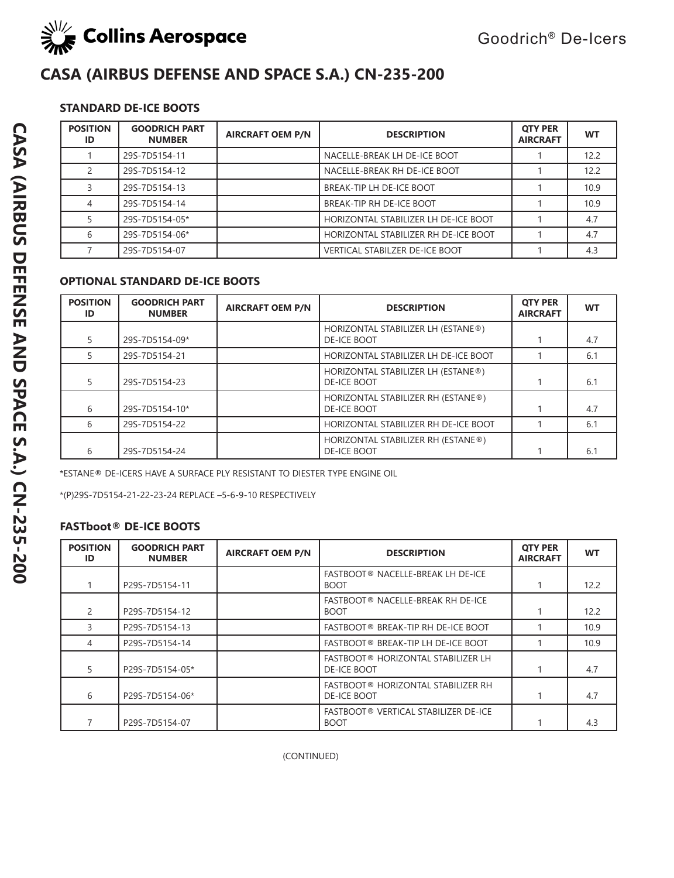# CASA (AIRBUS DEFENSE AND SPACE S.A.) CN-235-200

### STANDARD DE-ICE BOOTS

| POSITION ID | GOODRICH PART NUMBER | AIRCRAFT OEM P/N | DESCRIPTION | QTY PER AIRCRAFT | WT |
|---|---|---|---|---|---|
| 1 | 29S-7D5154-11 | | NACELLE-BREAK LH DE-ICE BOOT | 1 | 12.2 |
| 2 | 29S-7D5154-12 | | NACELLE-BREAK RH DE-ICE BOOT | 1 | 12.2 |
| 3 | 29S-7D5154-13 | | BREAK-TIP LH DE-ICE BOOT | 1 | 10.9 |
| 4 | 29S-7D5154-14 | | BREAK-TIP RH DE-ICE BOOT | 1 | 10.9 |
| 5 | 29S-7D5154-05* | | HORIZONTAL STABILIZER LH DE-ICE BOOT | 1 | 4.7 |
| 6 | 29S-7D5154-06* | | HORIZONTAL STABILIZER RH DE-ICE BOOT | 1 | 4.7 |
| 7 | 29S-7D5154-07 | | VERTICAL STABILZER DE-ICE BOOT | 1 | 4.3 |

### OPTIONAL STANDARD DE-ICE BOOTS

| POSITION ID | GOODRICH PART NUMBER | AIRCRAFT OEM P/N | DESCRIPTION | QTY PER AIRCRAFT | WT |
|---|---|---|---|---|---|
| 5 | 29S-7D5154-09* | | HORIZONTAL STABILIZER LH (ESTANE®) DE-ICE BOOT | 1 | 4.7 |
| 5 | 29S-7D5154-21 | | HORIZONTAL STABILIZER LH DE-ICE BOOT | 1 | 6.1 |
| 5 | 29S-7D5154-23 | | HORIZONTAL STABILIZER LH (ESTANE®) DE-ICE BOOT | 1 | 6.1 |
| 6 | 29S-7D5154-10* | | HORIZONTAL STABILIZER RH (ESTANE®) DE-ICE BOOT | 1 | 4.7 |
| 6 | 29S-7D5154-22 | | HORIZONTAL STABILIZER RH DE-ICE BOOT | 1 | 6.1 |
| 6 | 29S-7D5154-24 | | HORIZONTAL STABILIZER RH (ESTANE®) DE-ICE BOOT | 1 | 6.1 |

*ESTANE® DE-ICERS HAVE A SURFACE PLY RESISTANT TO DIESTER TYPE ENGINE OIL

*(P)29S-7D5154-21-22-23-24 REPLACE –5-6-9-10 RESPECTIVELY

### FASTboot® DE-ICE BOOTS

| POSITION ID | GOODRICH PART NUMBER | AIRCRAFT OEM P/N | DESCRIPTION | QTY PER AIRCRAFT | WT |
|---|---|---|---|---|---|
| 1 | P29S-7D5154-11 | | FASTBOOT® NACELLE-BREAK LH DE-ICE BOOT | 1 | 12.2 |
| 2 | P29S-7D5154-12 | | FASTBOOT® NACELLE-BREAK RH DE-ICE BOOT | 1 | 12.2 |
| 3 | P29S-7D5154-13 | | FASTBOOT® BREAK-TIP RH DE-ICE BOOT | 1 | 10.9 |
| 4 | P29S-7D5154-14 | | FASTBOOT® BREAK-TIP LH DE-ICE BOOT | 1 | 10.9 |
| 5 | P29S-7D5154-05* | | FASTBOOT® HORIZONTAL STABILIZER LH DE-ICE BOOT | 1 | 4.7 |
| 6 | P29S-7D5154-06* | | FASTBOOT® HORIZONTAL STABILIZER RH DE-ICE BOOT | 1 | 4.7 |
| 7 | P29S-7D5154-07 | | FASTBOOT® VERTICAL STABILIZER DE-ICE BOOT | 1 | 4.3 |

(CONTINUED)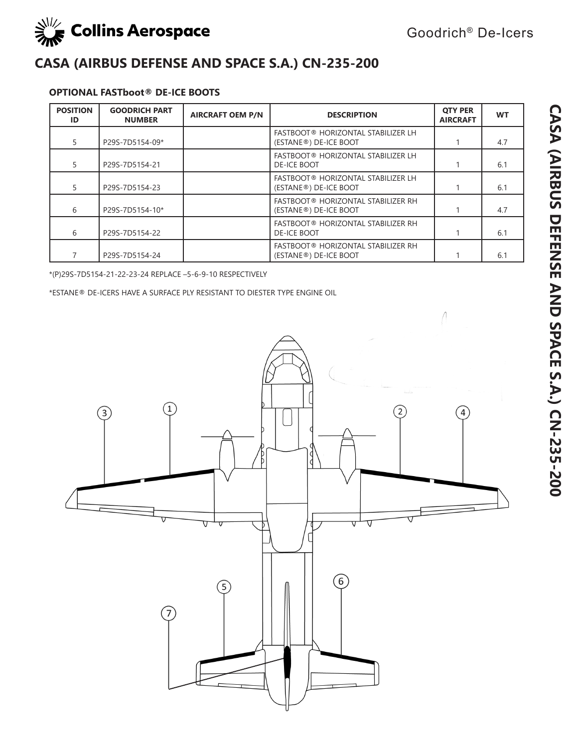# CASA (AIRBUS DEFENSE AND SPACE S.A.) CN-235-200

### OPTIONAL FASTboot® DE-ICE BOOTS

| POSITION ID | GOODRICH PART NUMBER | AIRCRAFT OEM P/N | DESCRIPTION | QTY PER AIRCRAFT | WT |
|---|---|---|---|---|---|
| 5 | P29S-7D5154-09* | | FASTBOOT® HORIZONTAL STABILIZER LH (ESTANE®) DE-ICE BOOT | 1 | 4.7 |
| 5 | P29S-7D5154-21 | | FASTBOOT® HORIZONTAL STABILIZER LH DE-ICE BOOT | 1 | 6.1 |
| 5 | P29S-7D5154-23 | | FASTBOOT® HORIZONTAL STABILIZER LH (ESTANE®) DE-ICE BOOT | 1 | 6.1 |
| 6 | P29S-7D5154-10* | | FASTBOOT® HORIZONTAL STABILIZER RH (ESTANE®) DE-ICE BOOT | 1 | 4.7 |
| 6 | P29S-7D5154-22 | | FASTBOOT® HORIZONTAL STABILIZER RH DE-ICE BOOT | 1 | 6.1 |
| 7 | P29S-7D5154-24 | | FASTBOOT® HORIZONTAL STABILIZER RH (ESTANE®) DE-ICE BOOT | 1 | 6.1 |

*(P)29S-7D5154-21-22-23-24 REPLACE –5-6-9-10 RESPECTIVELY

*ESTANE® DE-ICERS HAVE A SURFACE PLY RESISTANT TO DIESTER TYPE ENGINE OIL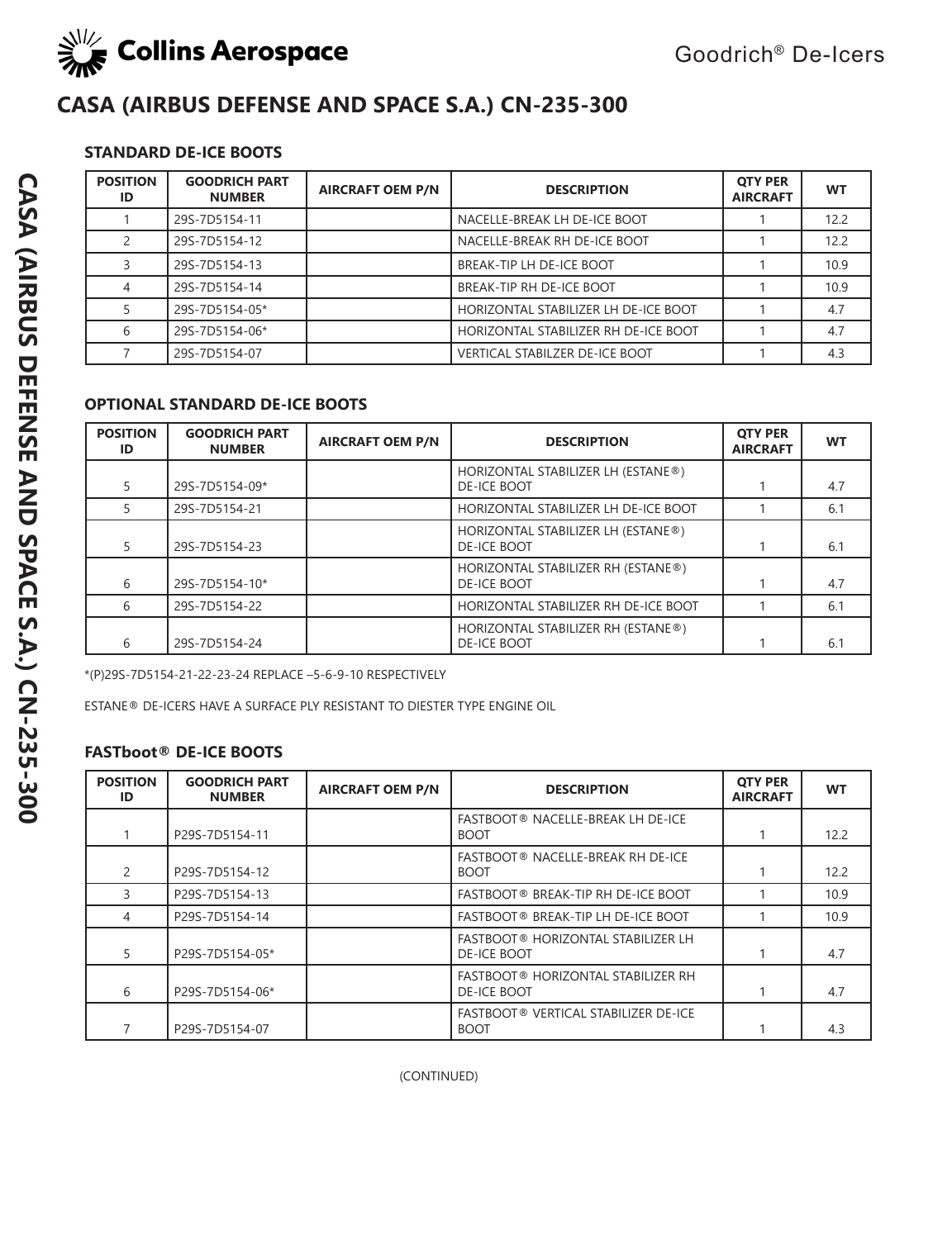# CASA (AIRBUS DEFENSE AND SPACE S.A.) CN-235-300

### STANDARD DE-ICE BOOTS

| POSITION ID | GOODRICH PART NUMBER | AIRCRAFT OEM P/N | DESCRIPTION | QTY PER AIRCRAFT | WT |
|---|---|---|---|---|---|
| 1 | 29S-7D5154-11 | | NACELLE-BREAK LH DE-ICE BOOT | 1 | 12.2 |
| 2 | 29S-7D5154-12 | | NACELLE-BREAK RH DE-ICE BOOT | 1 | 12.2 |
| 3 | 29S-7D5154-13 | | BREAK-TIP LH DE-ICE BOOT | 1 | 10.9 |
| 4 | 29S-7D5154-14 | | BREAK-TIP RH DE-ICE BOOT | 1 | 10.9 |
| 5 | 29S-7D5154-05* | | HORIZONTAL STABILIZER LH DE-ICE BOOT | 1 | 4.7 |
| 6 | 29S-7D5154-06* | | HORIZONTAL STABILIZER RH DE-ICE BOOT | 1 | 4.7 |
| 7 | 29S-7D5154-07 | | VERTICAL STABILZER DE-ICE BOOT | 1 | 4.3 |

### OPTIONAL STANDARD DE-ICE BOOTS

| POSITION ID | GOODRICH PART NUMBER | AIRCRAFT OEM P/N | DESCRIPTION | QTY PER AIRCRAFT | WT |
|---|---|---|---|---|---|
| 5 | 29S-7D5154-09* | | HORIZONTAL STABILIZER LH (ESTANE®) DE-ICE BOOT | 1 | 4.7 |
| 5 | 29S-7D5154-21 | | HORIZONTAL STABILIZER LH DE-ICE BOOT | 1 | 6.1 |
| 5 | 29S-7D5154-23 | | HORIZONTAL STABILIZER LH (ESTANE®) DE-ICE BOOT | 1 | 6.1 |
| 6 | 29S-7D5154-10* | | HORIZONTAL STABILIZER RH (ESTANE®) DE-ICE BOOT | 1 | 4.7 |
| 6 | 29S-7D5154-22 | | HORIZONTAL STABILIZER RH DE-ICE BOOT | 1 | 6.1 |
| 6 | 29S-7D5154-24 | | HORIZONTAL STABILIZER RH (ESTANE®) DE-ICE BOOT | 1 | 6.1 |

*(P)29S-7D5154-21-22-23-24 REPLACE –5-6-9-10 RESPECTIVELY

ESTANE® DE-ICERS HAVE A SURFACE PLY RESISTANT TO DIESTER TYPE ENGINE OIL

### FASTboot® DE-ICE BOOTS

| POSITION ID | GOODRICH PART NUMBER | AIRCRAFT OEM P/N | DESCRIPTION | QTY PER AIRCRAFT | WT |
|---|---|---|---|---|---|
| 1 | P29S-7D5154-11 | | FASTBOOT® NACELLE-BREAK LH DE-ICE BOOT | 1 | 12.2 |
| 2 | P29S-7D5154-12 | | FASTBOOT® NACELLE-BREAK RH DE-ICE BOOT | 1 | 12.2 |
| 3 | P29S-7D5154-13 | | FASTBOOT® BREAK-TIP RH DE-ICE BOOT | 1 | 10.9 |
| 4 | P29S-7D5154-14 | | FASTBOOT® BREAK-TIP LH DE-ICE BOOT | 1 | 10.9 |
| 5 | P29S-7D5154-05* | | FASTBOOT® HORIZONTAL STABILIZER LH DE-ICE BOOT | 1 | 4.7 |
| 6 | P29S-7D5154-06* | | FASTBOOT® HORIZONTAL STABILIZER RH DE-ICE BOOT | 1 | 4.7 |
| 7 | P29S-7D5154-07 | | FASTBOOT® VERTICAL STABILIZER DE-ICE BOOT | 1 | 4.3 |

(CONTINUED)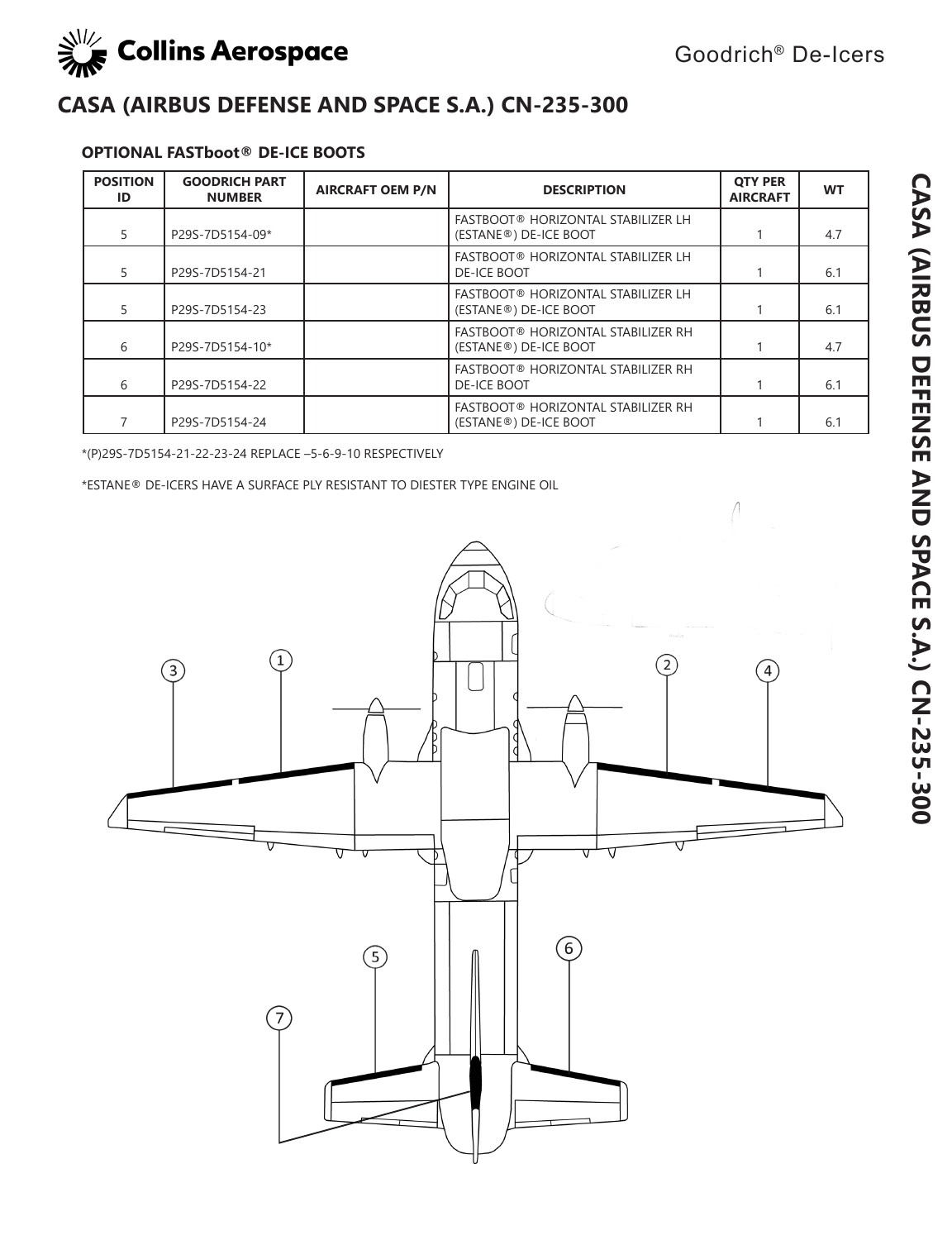# CASA (AIRBUS DEFENSE AND SPACE S.A.) CN-235-300

### OPTIONAL FASTboot® DE-ICE BOOTS

| POSITION ID | GOODRICH PART NUMBER | AIRCRAFT OEM P/N | DESCRIPTION | QTY PER AIRCRAFT | WT |
|---|---|---|---|---|---|
| 5 | P29S-7D5154-09* | | FASTBOOT® HORIZONTAL STABILIZER LH (ESTANE®) DE-ICE BOOT | 1 | 4.7 |
| 5 | P29S-7D5154-21 | | FASTBOOT® HORIZONTAL STABILIZER LH DE-ICE BOOT | 1 | 6.1 |
| 5 | P29S-7D5154-23 | | FASTBOOT® HORIZONTAL STABILIZER LH (ESTANE®) DE-ICE BOOT | 1 | 6.1 |
| 6 | P29S-7D5154-10* | | FASTBOOT® HORIZONTAL STABILIZER RH (ESTANE®) DE-ICE BOOT | 1 | 4.7 |
| 6 | P29S-7D5154-22 | | FASTBOOT® HORIZONTAL STABILIZER RH DE-ICE BOOT | 1 | 6.1 |
| 7 | P29S-7D5154-24 | | FASTBOOT® HORIZONTAL STABILIZER RH (ESTANE®) DE-ICE BOOT | 1 | 6.1 |

*(P)29S-7D5154-21-22-23-24 REPLACE –5-6-9-10 RESPECTIVELY

*ESTANE® DE-ICERS HAVE A SURFACE PLY RESISTANT TO DIESTER TYPE ENGINE OIL

3
1
2
4
5
6
7